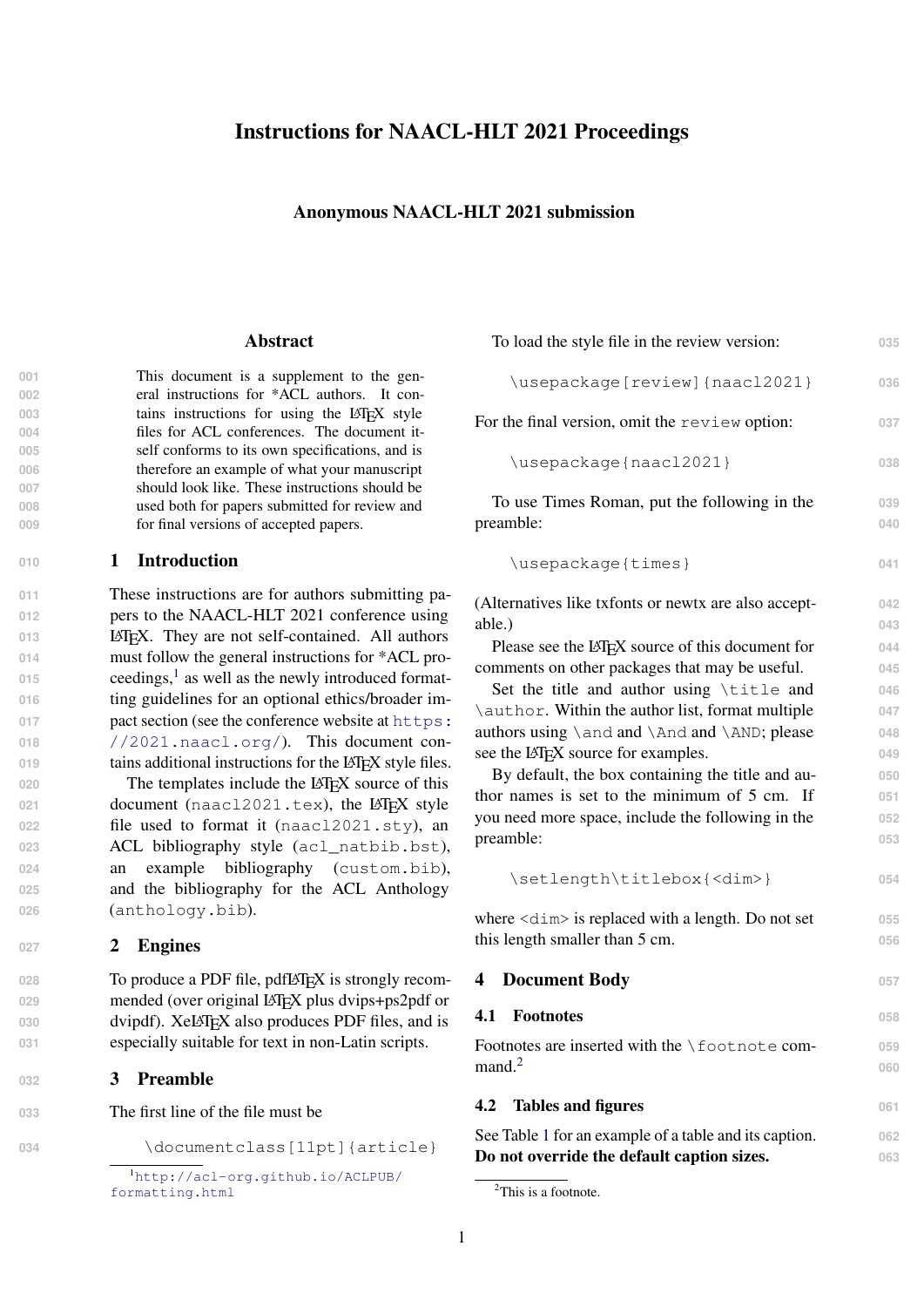# Instructions for NAACL-HLT 2021 Proceedings

**Anonymous NAACL-HLT 2021 submission**

## Abstract

This document is a supplement to the general instructions for *ACL authors. It contains instructions for using the LaTeX style files for ACL conferences. The document itself conforms to its own specifications, and is therefore an example of what your manuscript should look like. These instructions should be used both for papers submitted for review and for final versions of accepted papers.

## 1 Introduction

These instructions are for authors submitting papers to the NAACL-HLT 2021 conference using LaTeX. They are not self-contained. All authors must follow the general instructions for *ACL proceedings,[1] as well as the newly introduced formatting guidelines for an optional ethics/broader impact section (see the conference website at https://2021.naacl.org/). This document contains additional instructions for the LaTeX style files.

The templates include the LaTeX source of this document (`naacl2021.tex`), the LaTeX style file used to format it (`naacl2021.sty`), an ACL bibliography style (`acl_natbib.bst`), an example bibliography (`custom.bib`), and the bibliography for the ACL Anthology (`anthology.bib`).

## 2 Engines

To produce a PDF file, pdfLaTeX is strongly recommended (over original LaTeX plus dvips+ps2pdf or dvipdf). XeLaTeX also produces PDF files, and is especially suitable for text in non-Latin scripts.

## 3 Preamble

The first line of the file must be

```
\documentclass[11pt]{article}
```

To load the style file in the review version:

```
\usepackage[review]{naacl2021}
```

For the final version, omit the `review` option:

```
\usepackage{naacl2021}
```

To use Times Roman, put the following in the preamble:

```
\usepackage{times}
```

(Alternatives like txfonts or newtx are also acceptable.)

Please see the LaTeX source of this document for comments on other packages that may be useful.

Set the title and author using `\title` and `\author`. Within the author list, format multiple authors using `\and` and `\And` and `\AND`; please see the LaTeX source for examples.

By default, the box containing the title and author names is set to the minimum of 5 cm. If you need more space, include the following in the preamble:

```
\setlength\titlebox{<dim>}
```

where `<dim>` is replaced with a length. Do not set this length smaller than 5 cm.

## 4 Document Body

### 4.1 Footnotes

Footnotes are inserted with the `\footnote` command.[2]

### 4.2 Tables and figures

See Table 1 for an example of a table and its caption. **Do not override the default caption sizes.**

[1] http://acl-org.github.io/ACLPUB/formatting.html

[2] This is a footnote.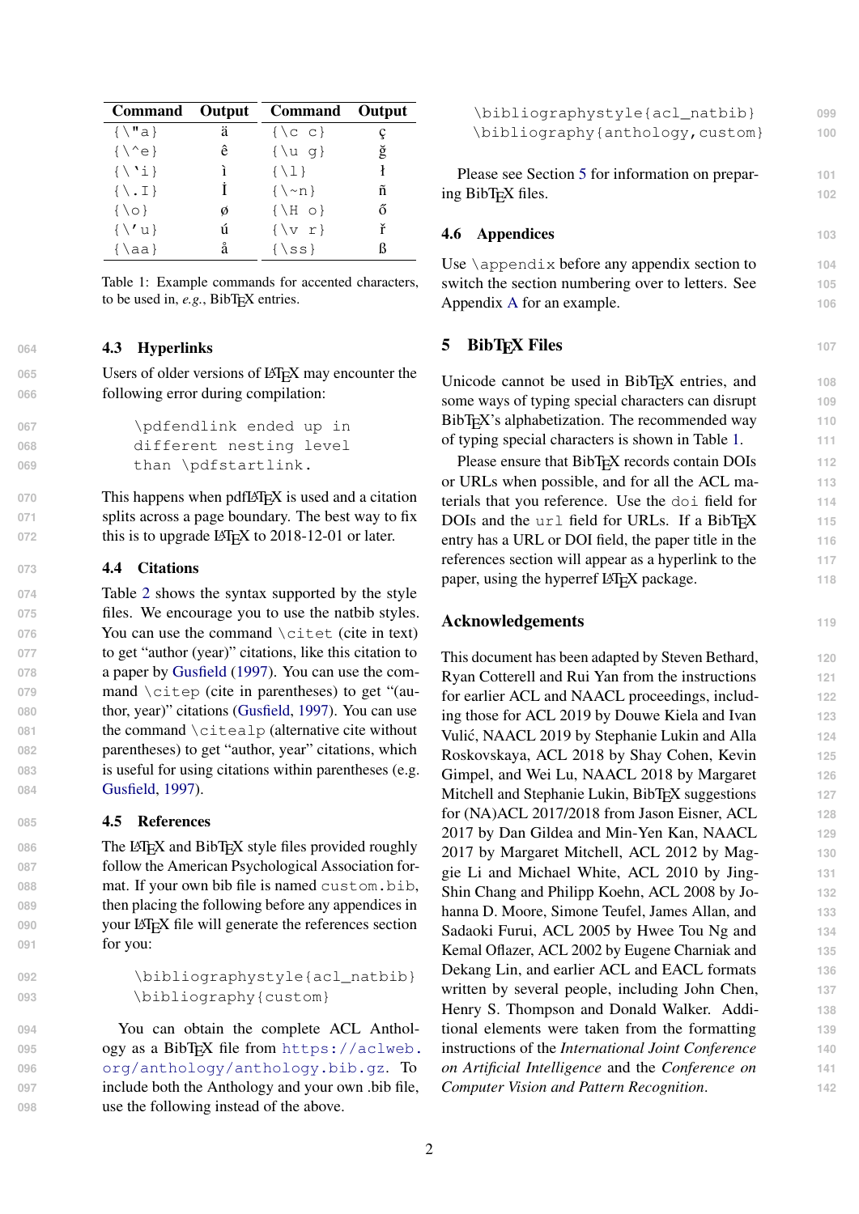| Command | Output | Command | Output |
| --- | --- | --- | --- |
| `{\"a}` | ä | `{\c c}` | ç |
| `{\^e}` | ê | `{\u g}` | ğ |
| `{\`i}` | ì | `{\l}` | ł |
| `{\.I}` | İ | `{\~n}` | ñ |
| `{\o}` | ø | `{\H o}` | ő |
| `{\'u}` | ú | `{\v r}` | ř |
| `{\aa}` | å | `{\ss}` | ß |

Table 1: Example commands for accented characters, to be used in, *e.g.*, BibTEX entries.

### 4.3 Hyperlinks

Users of older versions of LATEX may encounter the following error during compilation:

```
\pdfendlink ended up in
different nesting level
than \pdfstartlink.
```

This happens when pdfLATEX is used and a citation splits across a page boundary. The best way to fix this is to upgrade LATEX to 2018-12-01 or later.

### 4.4 Citations

Table 2 shows the syntax supported by the style files. We encourage you to use the natbib styles. You can use the command `\citet` (cite in text) to get "author (year)" citations, like this citation to a paper by Gusfield (1997). You can use the command `\citep` (cite in parentheses) to get "(author, year)" citations (Gusfield, 1997). You can use the command `\citealp` (alternative cite without parentheses) to get "author, year" citations, which is useful for using citations within parentheses (e.g. Gusfield, 1997).

### 4.5 References

The LATEX and BibTEX style files provided roughly follow the American Psychological Association format. If your own bib file is named `custom.bib`, then placing the following before any appendices in your LATEX file will generate the references section for you:

```
\bibliographystyle{acl_natbib}
\bibliography{custom}
```

You can obtain the complete ACL Anthology as a BibTEX file from `https://aclweb.org/anthology/anthology.bib.gz`. To include both the Anthology and your own .bib file, use the following instead of the above.

```
\bibliographystyle{acl_natbib}
\bibliography{anthology,custom}
```

Please see Section 5 for information on preparing BibTEX files.

### 4.6 Appendices

Use `\appendix` before any appendix section to switch the section numbering over to letters. See Appendix A for an example.

## 5 BibTEX Files

Unicode cannot be used in BibTEX entries, and some ways of typing special characters can disrupt BibTEX's alphabetization. The recommended way of typing special characters is shown in Table 1.

Please ensure that BibTEX records contain DOIs or URLs when possible, and for all the ACL materials that you reference. Use the `doi` field for DOIs and the `url` field for URLs. If a BibTEX entry has a URL or DOI field, the paper title in the references section will appear as a hyperlink to the paper, using the hyperref LATEX package.

## Acknowledgements

This document has been adapted by Steven Bethard, Ryan Cotterell and Rui Yan from the instructions for earlier ACL and NAACL proceedings, including those for ACL 2019 by Douwe Kiela and Ivan Vulić, NAACL 2019 by Stephanie Lukin and Alla Roskovskaya, ACL 2018 by Shay Cohen, Kevin Gimpel, and Wei Lu, NAACL 2018 by Margaret Mitchell and Stephanie Lukin, BibTEX suggestions for (NA)ACL 2017/2018 from Jason Eisner, ACL 2017 by Dan Gildea and Min-Yen Kan, NAACL 2017 by Margaret Mitchell, ACL 2012 by Maggie Li and Michael White, ACL 2010 by Jing-Shin Chang and Philipp Koehn, ACL 2008 by Johanna D. Moore, Simone Teufel, James Allan, and Sadaoki Furui, ACL 2005 by Hwee Tou Ng and Kemal Oflazer, ACL 2002 by Eugene Charniak and Dekang Lin, and earlier ACL and EACL formats written by several people, including John Chen, Henry S. Thompson and Donald Walker. Additional elements were taken from the formatting instructions of the *International Joint Conference on Artificial Intelligence* and the *Conference on Computer Vision and Pattern Recognition*.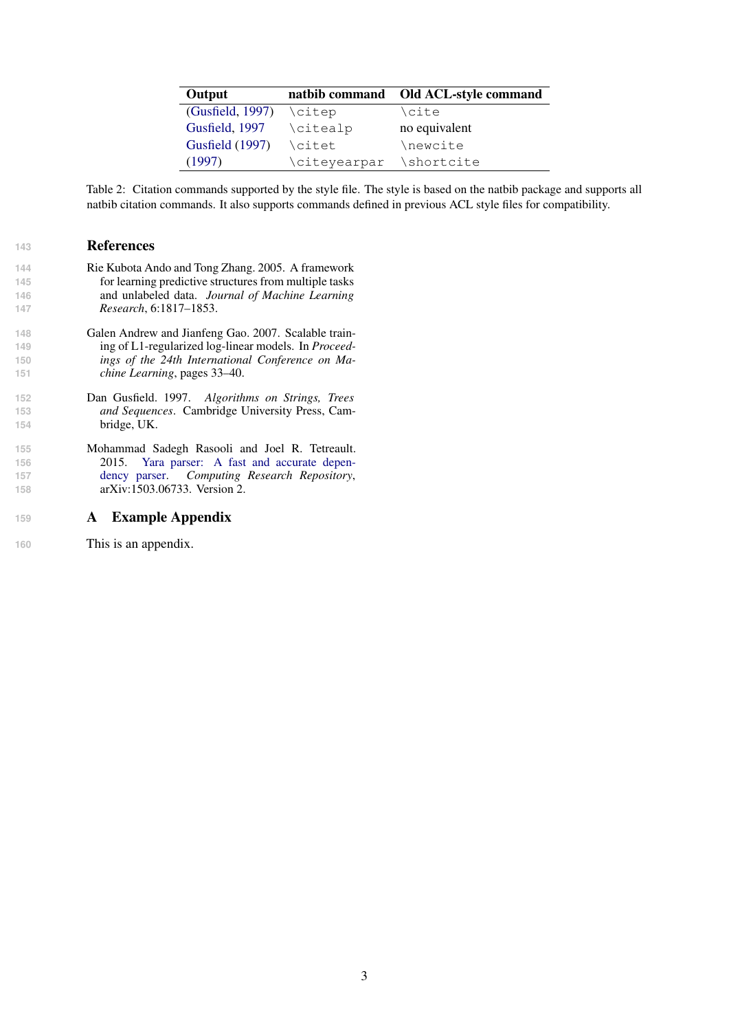| Output | natbib command | Old ACL-style command |
| --- | --- | --- |
| (Gusfield, 1997) | `\citep` | `\cite` |
| Gusfield, 1997 | `\citealp` | no equivalent |
| Gusfield (1997) | `\citet` | `\newcite` |
| (1997) | `\citeyearpar` | `\shortcite` |

Table 2: Citation commands supported by the style file. The style is based on the natbib package and supports all natbib citation commands. It also supports commands defined in previous ACL style files for compatibility.

## References

Rie Kubota Ando and Tong Zhang. 2005. A framework for learning predictive structures from multiple tasks and unlabeled data. *Journal of Machine Learning Research*, 6:1817–1853.

Galen Andrew and Jianfeng Gao. 2007. Scalable training of L1-regularized log-linear models. In *Proceedings of the 24th International Conference on Machine Learning*, pages 33–40.

Dan Gusfield. 1997. *Algorithms on Strings, Trees and Sequences*. Cambridge University Press, Cambridge, UK.

Mohammad Sadegh Rasooli and Joel R. Tetreault. 2015. Yara parser: A fast and accurate dependency parser. *Computing Research Repository*, arXiv:1503.06733. Version 2.

## A Example Appendix

This is an appendix.